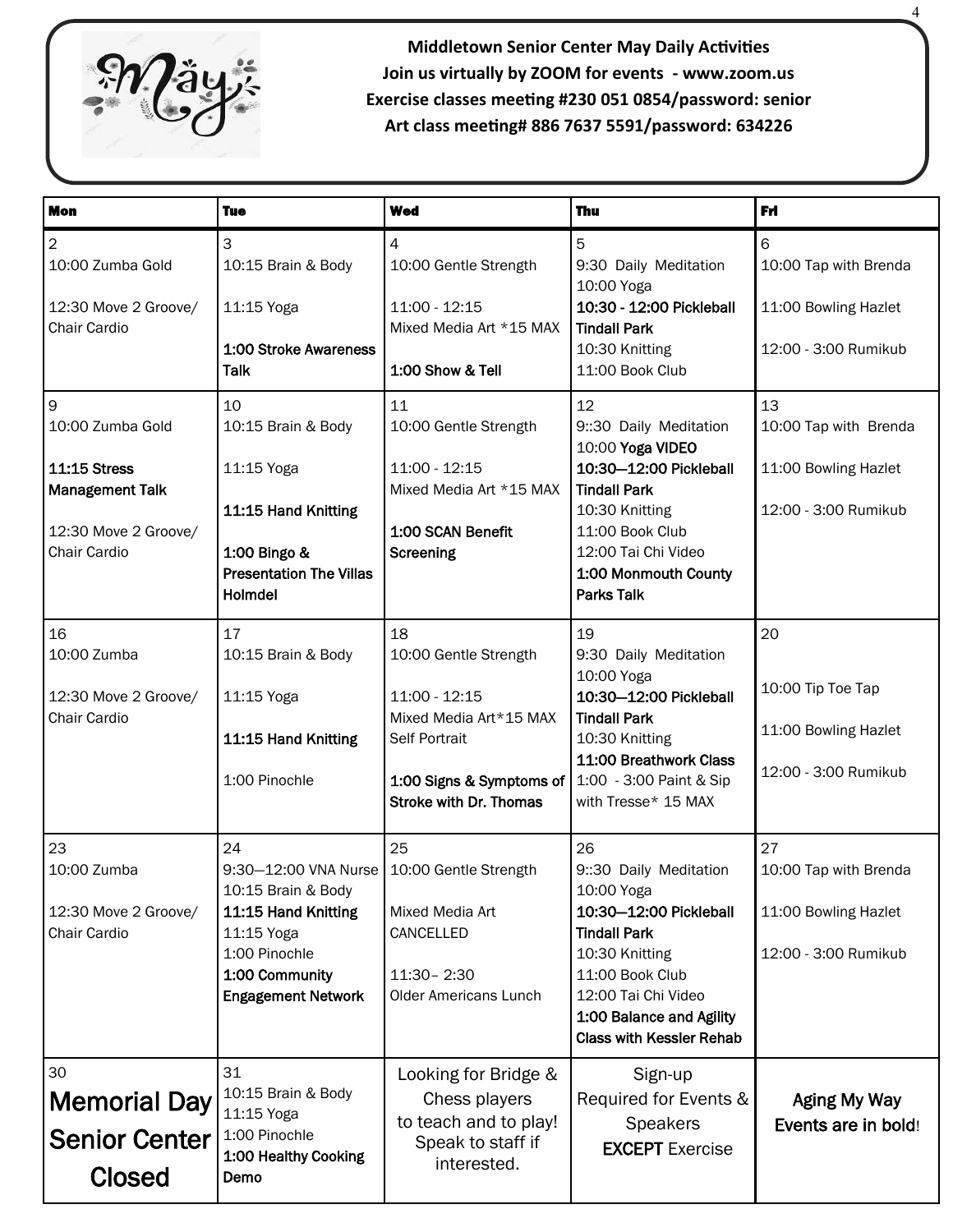**Middletown Senior Center May Daily Activities**
**Join us virtually by ZOOM for events - www.zoom.us**
**Exercise classes meeting #230 051 0854/password: senior**
**Art class meeting# 886 7637 5591/password: 634226**

| Mon | Tue | Wed | Thu | Fri |
|---|---|---|---|---|
| 2<br>10:00 Zumba Gold<br><br>12:30 Move 2 Groove/ Chair Cardio | 3<br>10:15 Brain & Body<br><br>11:15 Yoga<br><br>**1:00 Stroke Awareness Talk** | 4<br>10:00 Gentle Strength<br><br>11:00 - 12:15 Mixed Media Art *15 MAX<br><br>**1:00 Show & Tell** | 5<br>9:30 Daily Meditation<br>10:00 Yoga<br>**10:30 - 12:00 Pickleball Tindall Park**<br>10:30 Knitting<br>11:00 Book Club | 6<br>10:00 Tap with Brenda<br><br>11:00 Bowling Hazlet<br><br>12:00 - 3:00 Rumikub |
| 9<br>10:00 Zumba Gold<br><br>**11:15 Stress Management Talk**<br><br>12:30 Move 2 Groove/ Chair Cardio | 10<br>10:15 Brain & Body<br><br>11:15 Yoga<br><br>**11:15 Hand Knitting**<br><br>**1:00 Bingo & Presentation The Villas Holmdel** | 11<br>10:00 Gentle Strength<br><br>11:00 - 12:15 Mixed Media Art *15 MAX<br><br>**1:00 SCAN Benefit Screening** | 12<br>9::30 Daily Meditation<br>10:00 **Yoga VIDEO**<br>**10:30—12:00 Pickleball Tindall Park**<br>10:30 Knitting<br>11:00 Book Club<br>12:00 Tai Chi Video<br>**1:00 Monmouth County Parks Talk** | 13<br>10:00 Tap with Brenda<br><br>11:00 Bowling Hazlet<br><br>12:00 - 3:00 Rumikub |
| 16<br>10:00 Zumba<br><br>12:30 Move 2 Groove/ Chair Cardio | 17<br>10:15 Brain & Body<br><br>11:15 Yoga<br><br>**11:15 Hand Knitting**<br><br>1:00 Pinochle | 18<br>10:00 Gentle Strength<br><br>11:00 - 12:15 Mixed Media Art*15 MAX Self Portrait<br><br>**1:00 Signs & Symptoms of Stroke with Dr. Thomas** | 19<br>9:30 Daily Meditation<br>10:00 Yoga<br>**10:30—12:00 Pickleball Tindall Park**<br>10:30 Knitting<br>**11:00 Breathwork Class**<br>1:00 - 3:00 Paint & Sip with Tresse* 15 MAX | 20<br><br>10:00 Tip Toe Tap<br><br>11:00 Bowling Hazlet<br><br>12:00 - 3:00 Rumikub |
| 23<br>10:00 Zumba<br><br>12:30 Move 2 Groove/ Chair Cardio | 24<br>9:30—12:00 VNA Nurse<br>10:15 Brain & Body<br>**11:15 Hand Knitting**<br>11:15 Yoga<br>1:00 Pinochle<br>**1:00 Community Engagement Network** | 25<br>10:00 Gentle Strength<br><br>Mixed Media Art CANCELLED<br><br>11:30– 2:30 Older Americans Lunch | 26<br>9::30 Daily Meditation<br>10:00 Yoga<br>**10:30—12:00 Pickleball Tindall Park**<br>10:30 Knitting<br>11:00 Book Club<br>12:00 Tai Chi Video<br>**1:00 Balance and Agility Class with Kessler Rehab** | 27<br>10:00 Tap with Brenda<br><br>11:00 Bowling Hazlet<br><br>12:00 - 3:00 Rumikub |
| 30<br>**Memorial Day Senior Center Closed** | 31<br>10:15 Brain & Body<br>11:15 Yoga<br>1:00 Pinochle<br>**1:00 Healthy Cooking Demo** | Looking for Bridge & Chess players to teach and to play! Speak to staff if interested. | Sign-up Required for Events & Speakers **EXCEPT** Exercise | **Aging My Way Events are in bold**! |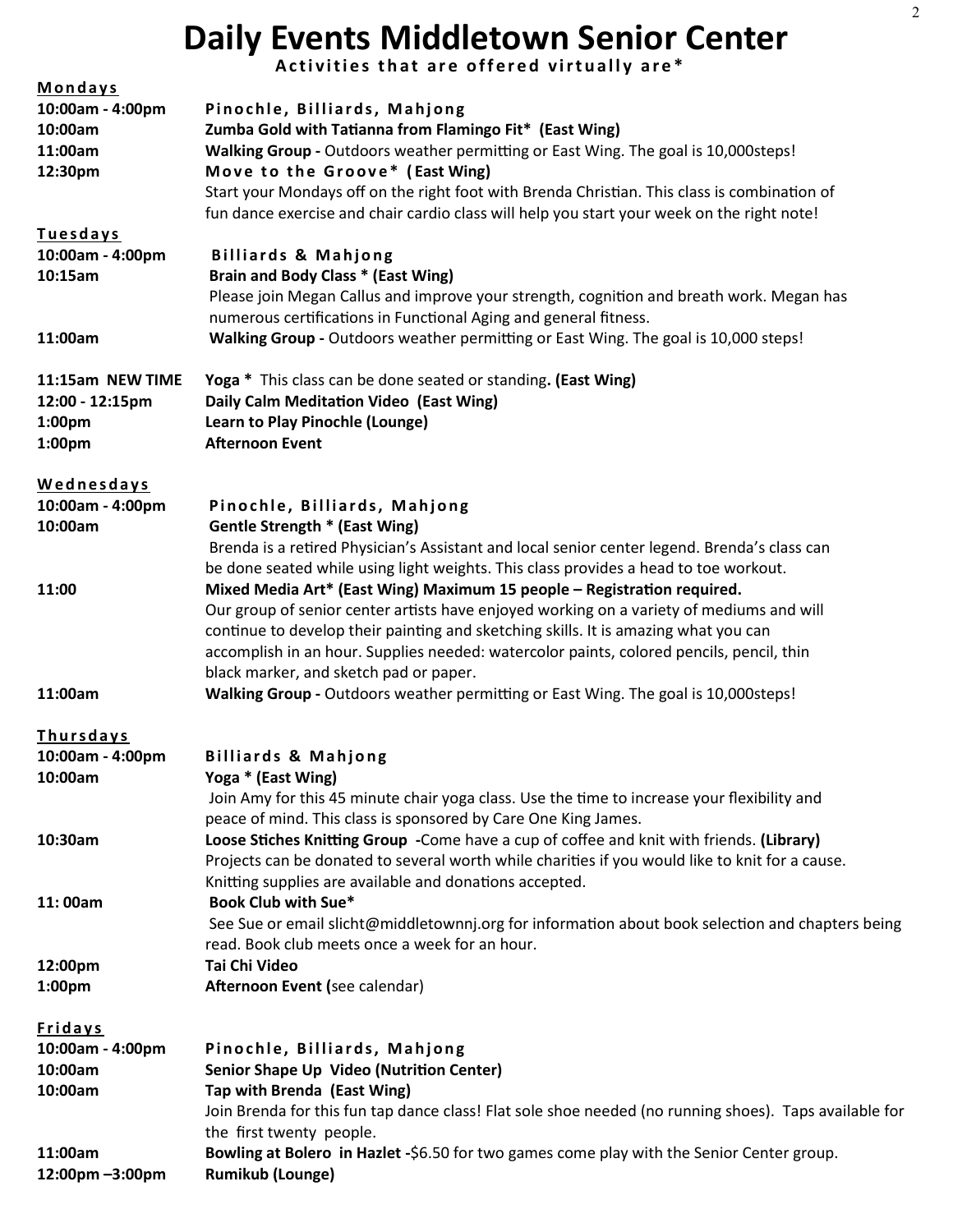# Daily Events Middletown Senior Center

**Activities that are offered virtually are***

**Mondays**

**10:00am - 4:00pm** **Pinochle, Billiards, Mahjong**

**10:00am** **Zumba Gold with Tatianna from Flamingo Fit* (East Wing)**

**11:00am** **Walking Group -** Outdoors weather permitting or East Wing. The goal is 10,000steps!

**12:30pm** **Move to the Groove* (East Wing)**
Start your Mondays off on the right foot with Brenda Christian. This class is combination of fun dance exercise and chair cardio class will help you start your week on the right note!

**Tuesdays**

**10:00am - 4:00pm** **Billiards & Mahjong**

**10:15am** **Brain and Body Class * (East Wing)**
Please join Megan Callus and improve your strength, cognition and breath work. Megan has numerous certifications in Functional Aging and general fitness.

**11:00am** **Walking Group -** Outdoors weather permitting or East Wing. The goal is 10,000 steps!

**11:15am NEW TIME** **Yoga *** This class can be done seated or standing**. (East Wing)**

**12:00 - 12:15pm** **Daily Calm Meditation Video (East Wing)**

**1:00pm** **Learn to Play Pinochle (Lounge)**

**1:00pm** **Afternoon Event**

**Wednesdays**

**10:00am - 4:00pm** **Pinochle, Billiards, Mahjong**

**10:00am** **Gentle Strength * (East Wing)**
Brenda is a retired Physician's Assistant and local senior center legend. Brenda's class can be done seated while using light weights. This class provides a head to toe workout.

**11:00** **Mixed Media Art* (East Wing) Maximum 15 people – Registration required.**
Our group of senior center artists have enjoyed working on a variety of mediums and will continue to develop their painting and sketching skills. It is amazing what you can accomplish in an hour. Supplies needed: watercolor paints, colored pencils, pencil, thin black marker, and sketch pad or paper.

**11:00am** **Walking Group -** Outdoors weather permitting or East Wing. The goal is 10,000steps!

**Thursdays**

**10:00am - 4:00pm** **Billiards & Mahjong**

**10:00am** **Yoga * (East Wing)**
Join Amy for this 45 minute chair yoga class. Use the time to increase your flexibility and peace of mind. This class is sponsored by Care One King James.

**10:30am** **Loose Stiches Knitting Group -**Come have a cup of coffee and knit with friends. **(Library)**
Projects can be donated to several worth while charities if you would like to knit for a cause. Knitting supplies are available and donations accepted.

**11: 00am** **Book Club with Sue***
See Sue or email slicht@middletownnj.org for information about book selection and chapters being read. Book club meets once a week for an hour.

**12:00pm** **Tai Chi Video**

**1:00pm** **Afternoon Event (**see calendar)

**Fridays**

**10:00am - 4:00pm** **Pinochle, Billiards, Mahjong**

**10:00am** **Senior Shape Up Video (Nutrition Center)**

**10:00am** **Tap with Brenda (East Wing)**
Join Brenda for this fun tap dance class! Flat sole shoe needed (no running shoes). Taps available for the first twenty people.

**11:00am** **Bowling at Bolero in Hazlet -**$6.50 for two games come play with the Senior Center group.

**12:00pm –3:00pm** **Rumikub (Lounge)**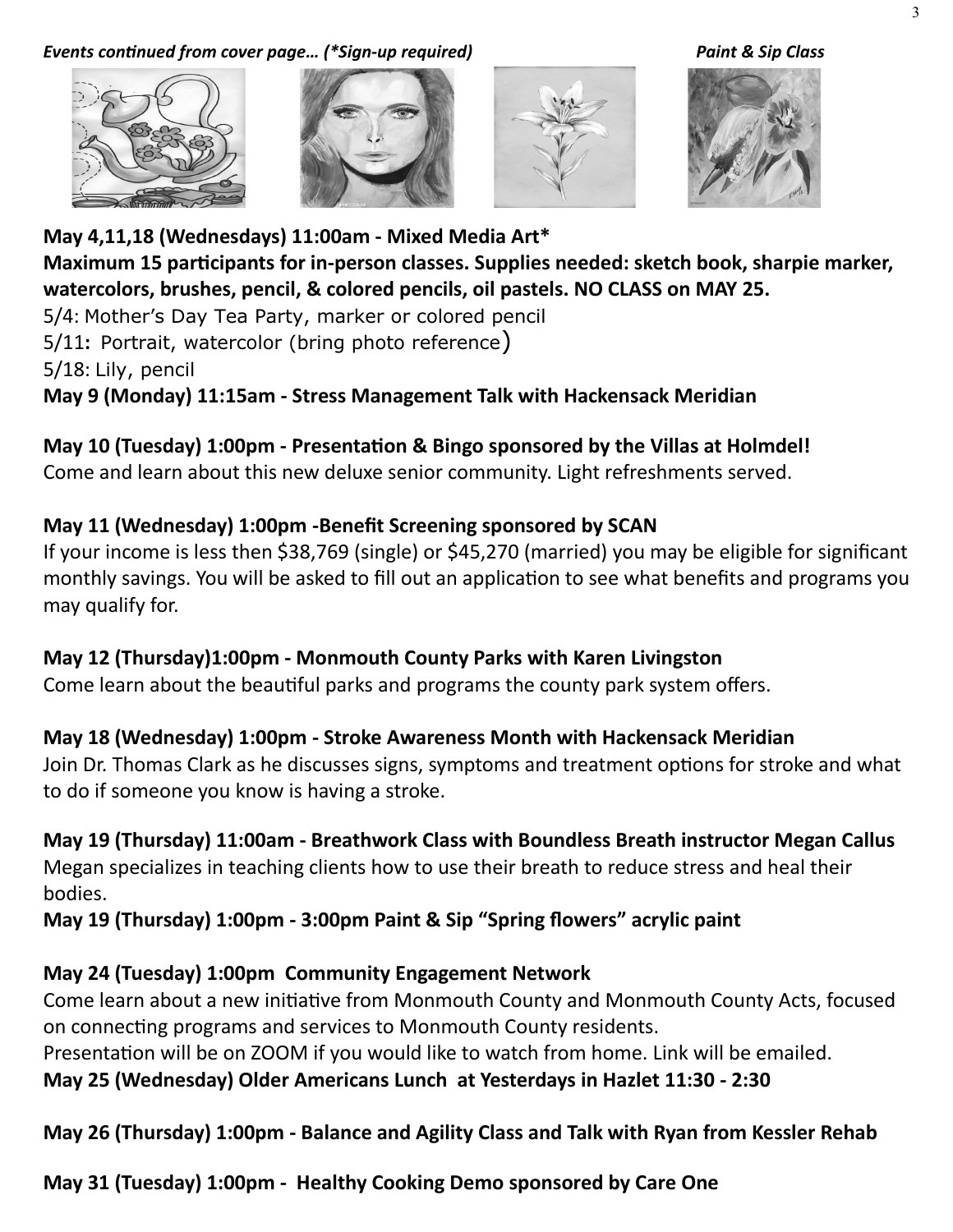***Events continued from cover page… (*Sign-up required)*** ***Paint & Sip Class***

**May 4,11,18 (Wednesdays) 11:00am - Mixed Media Art***
**Maximum 15 participants for in-person classes. Supplies needed: sketch book, sharpie marker, watercolors, brushes, pencil, & colored pencils, oil pastels. NO CLASS on MAY 25.**
5/4: Mother's Day Tea Party, marker or colored pencil
5/11**:** Portrait, watercolor (bring photo reference)
5/18: Lily, pencil
**May 9 (Monday) 11:15am - Stress Management Talk with Hackensack Meridian**

**May 10 (Tuesday) 1:00pm - Presentation & Bingo sponsored by the Villas at Holmdel!**
Come and learn about this new deluxe senior community. Light refreshments served.

**May 11 (Wednesday) 1:00pm -Benefit Screening sponsored by SCAN**
If your income is less then $38,769 (single) or $45,270 (married) you may be eligible for significant monthly savings. You will be asked to fill out an application to see what benefits and programs you may qualify for.

**May 12 (Thursday)1:00pm - Monmouth County Parks with Karen Livingston**
Come learn about the beautiful parks and programs the county park system offers.

**May 18 (Wednesday) 1:00pm - Stroke Awareness Month with Hackensack Meridian**
Join Dr. Thomas Clark as he discusses signs, symptoms and treatment options for stroke and what to do if someone you know is having a stroke.

**May 19 (Thursday) 11:00am - Breathwork Class with Boundless Breath instructor Megan Callus**
Megan specializes in teaching clients how to use their breath to reduce stress and heal their bodies.
**May 19 (Thursday) 1:00pm - 3:00pm Paint & Sip "Spring flowers" acrylic paint**

**May 24 (Tuesday) 1:00pm Community Engagement Network**
Come learn about a new initiative from Monmouth County and Monmouth County Acts, focused on connecting programs and services to Monmouth County residents.
Presentation will be on ZOOM if you would like to watch from home. Link will be emailed.
**May 25 (Wednesday) Older Americans Lunch at Yesterdays in Hazlet 11:30 - 2:30**

**May 26 (Thursday) 1:00pm - Balance and Agility Class and Talk with Ryan from Kessler Rehab**

**May 31 (Tuesday) 1:00pm - Healthy Cooking Demo sponsored by Care One**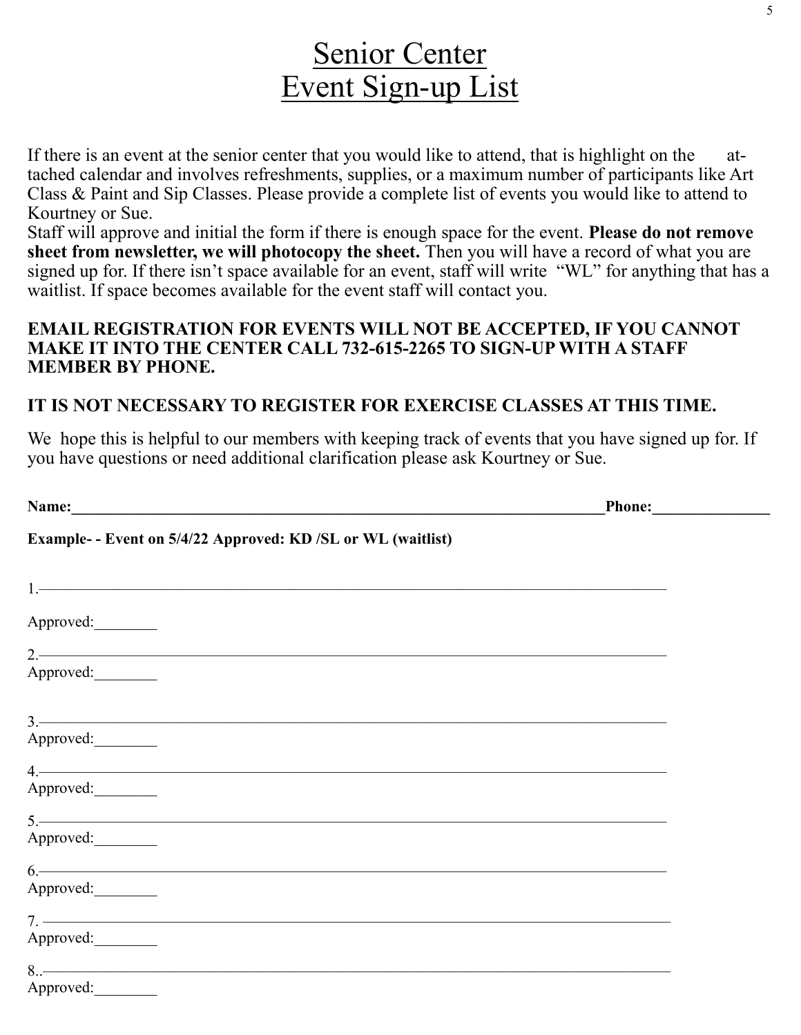# Senior Center Event Sign-up List

If there is an event at the senior center that you would like to attend, that is highlight on the attached calendar and involves refreshments, supplies, or a maximum number of participants like Art Class & Paint and Sip Classes. Please provide a complete list of events you would like to attend to Kourtney or Sue.

Staff will approve and initial the form if there is enough space for the event. **Please do not remove sheet from newsletter, we will photocopy the sheet.** Then you will have a record of what you are signed up for. If there isn't space available for an event, staff will write "WL" for anything that has a waitlist. If space becomes available for the event staff will contact you.

**EMAIL REGISTRATION FOR EVENTS WILL NOT BE ACCEPTED, IF YOU CANNOT MAKE IT INTO THE CENTER CALL 732-615-2265 TO SIGN-UP WITH A STAFF MEMBER BY PHONE.**

**IT IS NOT NECESSARY TO REGISTER FOR EXERCISE CLASSES AT THIS TIME.**

We hope this is helpful to our members with keeping track of events that you have signed up for. If you have questions or need additional clarification please ask Kourtney or Sue.

**Name:**_______________________________________________ **Phone:**_______________

**Example- - Event on 5/4/22 Approved: KD /SL or WL (waitlist)**

1.________________________________________________________________

Approved:________

2.________________________________________________________________

Approved:________

3.________________________________________________________________

Approved:________

4.________________________________________________________________

Approved:________

5.________________________________________________________________

Approved:________

6.________________________________________________________________

Approved:________

7. ________________________________________________________________

Approved:________

8..________________________________________________________________

Approved:________